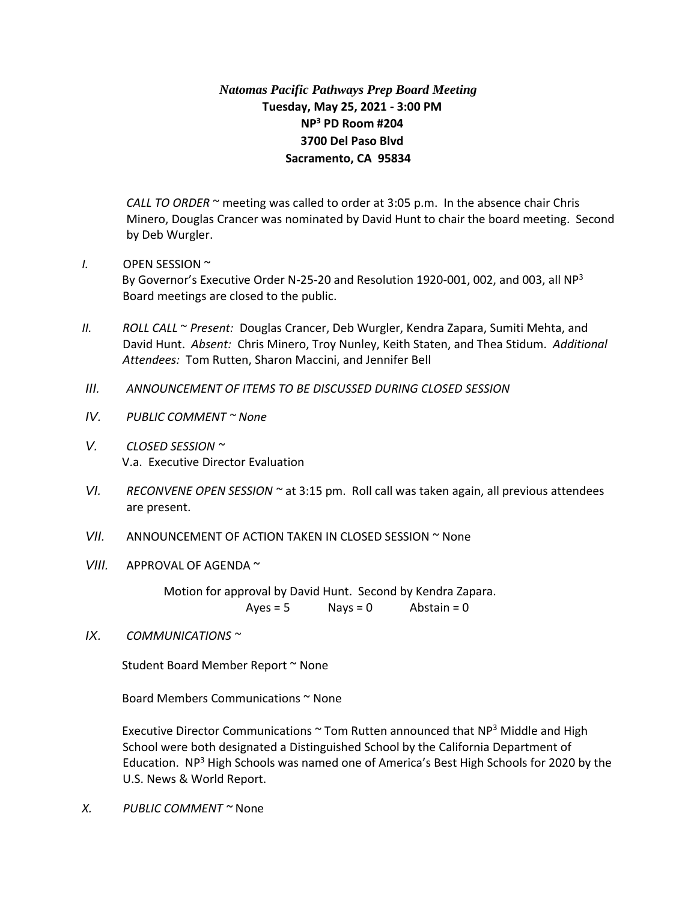# *Natomas Pacific Pathways Prep Board Meeting*

**Tuesday, May 25, 2021 - 3:00 PM**
**NP[3] PD Room #204**
**3700 Del Paso Blvd**
**Sacramento, CA 95834**

*CALL TO ORDER* ~ meeting was called to order at 3:05 p.m. In the absence chair Chris Minero, Douglas Crancer was nominated by David Hunt to chair the board meeting. Second by Deb Wurgler.

*I.* OPEN SESSION ~
By Governor's Executive Order N-25-20 and Resolution 1920-001, 002, and 003, all NP[3] Board meetings are closed to the public.

*II.* *ROLL CALL* ~ *Present:* Douglas Crancer, Deb Wurgler, Kendra Zapara, Sumiti Mehta, and David Hunt. *Absent:* Chris Minero, Troy Nunley, Keith Staten, and Thea Stidum. *Additional Attendees:* Tom Rutten, Sharon Maccini, and Jennifer Bell

*III.* *ANNOUNCEMENT OF ITEMS TO BE DISCUSSED DURING CLOSED SESSION*

*IV.* *PUBLIC COMMENT ~ None*

*V.* *CLOSED SESSION ~*
V.a. Executive Director Evaluation

*VI.* *RECONVENE OPEN SESSION* ~ at 3:15 pm. Roll call was taken again, all previous attendees are present.

*VII.* ANNOUNCEMENT OF ACTION TAKEN IN CLOSED SESSION ~ None

*VIII.* APPROVAL OF AGENDA ~

Motion for approval by David Hunt. Second by Kendra Zapara.
Ayes = 5 Nays = 0 Abstain = 0

*IX.* *COMMUNICATIONS ~*

Student Board Member Report ~ None

Board Members Communications ~ None

Executive Director Communications ~ Tom Rutten announced that NP[3] Middle and High School were both designated a Distinguished School by the California Department of Education. NP[3] High Schools was named one of America's Best High Schools for 2020 by the U.S. News & World Report.

*X.* *PUBLIC COMMENT ~* None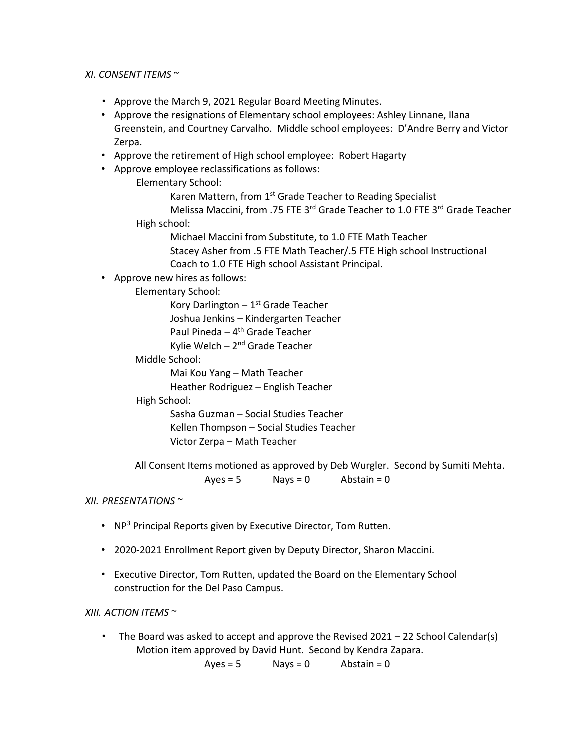*XI. CONSENT ITEMS ~*

- Approve the March 9, 2021 Regular Board Meeting Minutes.
- Approve the resignations of Elementary school employees: Ashley Linnane, Ilana Greenstein, and Courtney Carvalho. Middle school employees: D'Andre Berry and Victor Zerpa.
- Approve the retirement of High school employee: Robert Hagarty
- Approve employee reclassifications as follows:

  Elementary School:

  Karen Mattern, from 1st Grade Teacher to Reading Specialist

  Melissa Maccini, from .75 FTE 3rd Grade Teacher to 1.0 FTE 3rd Grade Teacher

  High school:

  Michael Maccini from Substitute, to 1.0 FTE Math Teacher

  Stacey Asher from .5 FTE Math Teacher/.5 FTE High school Instructional Coach to 1.0 FTE High school Assistant Principal.
- Approve new hires as follows:

  Elementary School:

  Kory Darlington – 1st Grade Teacher

  Joshua Jenkins – Kindergarten Teacher

  Paul Pineda – 4th Grade Teacher

  Kylie Welch – 2nd Grade Teacher

  Middle School:

  Mai Kou Yang – Math Teacher

  Heather Rodriguez – English Teacher

  High School:

  Sasha Guzman – Social Studies Teacher

  Kellen Thompson – Social Studies Teacher

  Victor Zerpa – Math Teacher

All Consent Items motioned as approved by Deb Wurgler. Second by Sumiti Mehta.

Ayes = 5 Nays = 0 Abstain = 0

*XII. PRESENTATIONS ~*

- NP$^3$ Principal Reports given by Executive Director, Tom Rutten.
- 2020-2021 Enrollment Report given by Deputy Director, Sharon Maccini.
- Executive Director, Tom Rutten, updated the Board on the Elementary School construction for the Del Paso Campus.

*XIII. ACTION ITEMS ~*

- The Board was asked to accept and approve the Revised 2021 – 22 School Calendar(s)

  Motion item approved by David Hunt. Second by Kendra Zapara.

  Ayes = 5 Nays = 0 Abstain = 0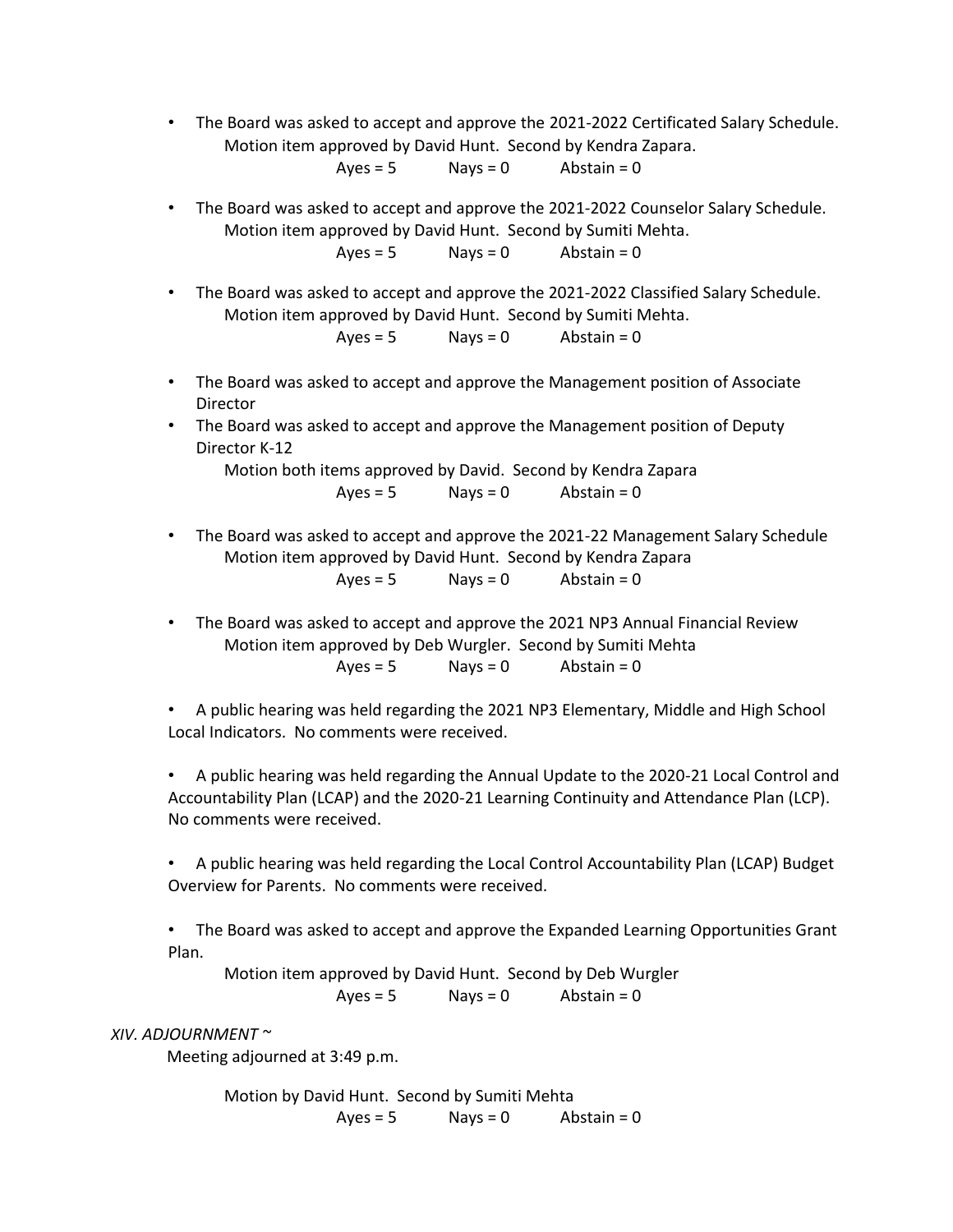- The Board was asked to accept and approve the 2021-2022 Certificated Salary Schedule.
  Motion item approved by David Hunt. Second by Kendra Zapara.
  Ayes = 5 Nays = 0 Abstain = 0

- The Board was asked to accept and approve the 2021-2022 Counselor Salary Schedule.
  Motion item approved by David Hunt. Second by Sumiti Mehta.
  Ayes = 5 Nays = 0 Abstain = 0

- The Board was asked to accept and approve the 2021-2022 Classified Salary Schedule.
  Motion item approved by David Hunt. Second by Sumiti Mehta.
  Ayes = 5 Nays = 0 Abstain = 0

- The Board was asked to accept and approve the Management position of Associate Director
- The Board was asked to accept and approve the Management position of Deputy Director K-12
  Motion both items approved by David. Second by Kendra Zapara
  Ayes = 5 Nays = 0 Abstain = 0

- The Board was asked to accept and approve the 2021-22 Management Salary Schedule
  Motion item approved by David Hunt. Second by Kendra Zapara
  Ayes = 5 Nays = 0 Abstain = 0

- The Board was asked to accept and approve the 2021 NP3 Annual Financial Review
  Motion item approved by Deb Wurgler. Second by Sumiti Mehta
  Ayes = 5 Nays = 0 Abstain = 0

- A public hearing was held regarding the 2021 NP3 Elementary, Middle and High School Local Indicators. No comments were received.

- A public hearing was held regarding the Annual Update to the 2020-21 Local Control and Accountability Plan (LCAP) and the 2020-21 Learning Continuity and Attendance Plan (LCP). No comments were received.

- A public hearing was held regarding the Local Control Accountability Plan (LCAP) Budget Overview for Parents. No comments were received.

- The Board was asked to accept and approve the Expanded Learning Opportunities Grant Plan.
  Motion item approved by David Hunt. Second by Deb Wurgler
  Ayes = 5 Nays = 0 Abstain = 0

*XIV. ADJOURNMENT ~*

Meeting adjourned at 3:49 p.m.

Motion by David Hunt. Second by Sumiti Mehta
Ayes = 5 Nays = 0 Abstain = 0